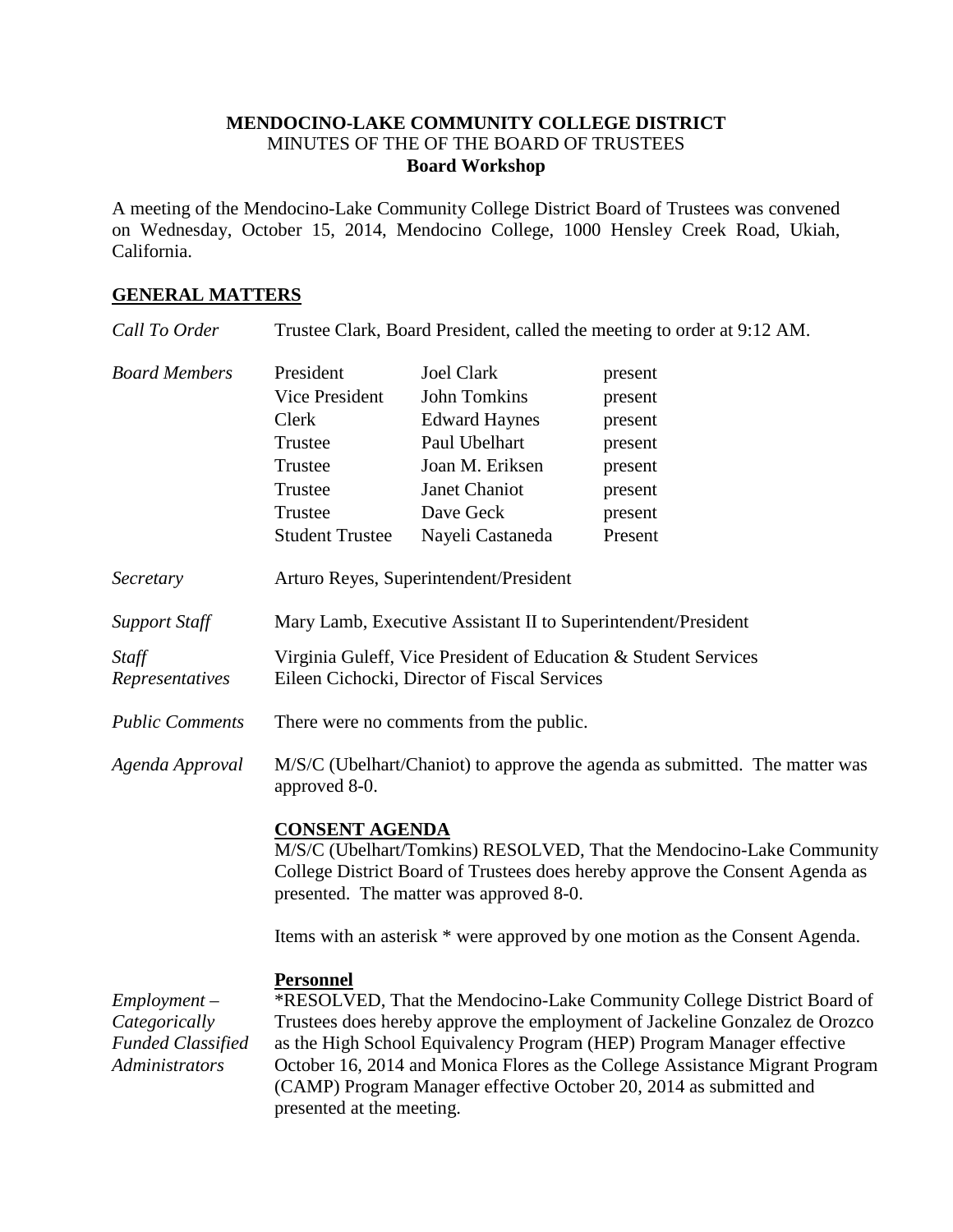**MENDOCINO-LAKE COMMUNITY COLLEGE DISTRICT**
MINUTES OF THE OF THE BOARD OF TRUSTEES
**Board Workshop**

A meeting of the Mendocino-Lake Community College District Board of Trustees was convened on Wednesday, October 15, 2014, Mendocino College, 1000 Hensley Creek Road, Ukiah, California.

## GENERAL MATTERS

*Call To Order* — Trustee Clark, Board President, called the meeting to order at 9:12 AM.

*Board Members*

| | | |
|---|---|---|
| President | Joel Clark | present |
| Vice President | John Tomkins | present |
| Clerk | Edward Haynes | present |
| Trustee | Paul Ubelhart | present |
| Trustee | Joan M. Eriksen | present |
| Trustee | Janet Chaniot | present |
| Trustee | Dave Geck | present |
| Student Trustee | Nayeli Castaneda | Present |

*Secretary* — Arturo Reyes, Superintendent/President

*Support Staff* — Mary Lamb, Executive Assistant II to Superintendent/President

*Staff Representatives* — Virginia Guleff, Vice President of Education & Student Services
Eileen Cichocki, Director of Fiscal Services

*Public Comments* — There were no comments from the public.

*Agenda Approval* — M/S/C (Ubelhart/Chaniot) to approve the agenda as submitted. The matter was approved 8-0.

**CONSENT AGENDA**

M/S/C (Ubelhart/Tomkins) RESOLVED, That the Mendocino-Lake Community College District Board of Trustees does hereby approve the Consent Agenda as presented. The matter was approved 8-0.

Items with an asterisk * were approved by one motion as the Consent Agenda.

**Personnel**

*Employment – Categorically Funded Classified Administrators*

*RESOLVED, That the Mendocino-Lake Community College District Board of Trustees does hereby approve the employment of Jackeline Gonzalez de Orozco as the High School Equivalency Program (HEP) Program Manager effective October 16, 2014 and Monica Flores as the College Assistance Migrant Program (CAMP) Program Manager effective October 20, 2014 as submitted and presented at the meeting.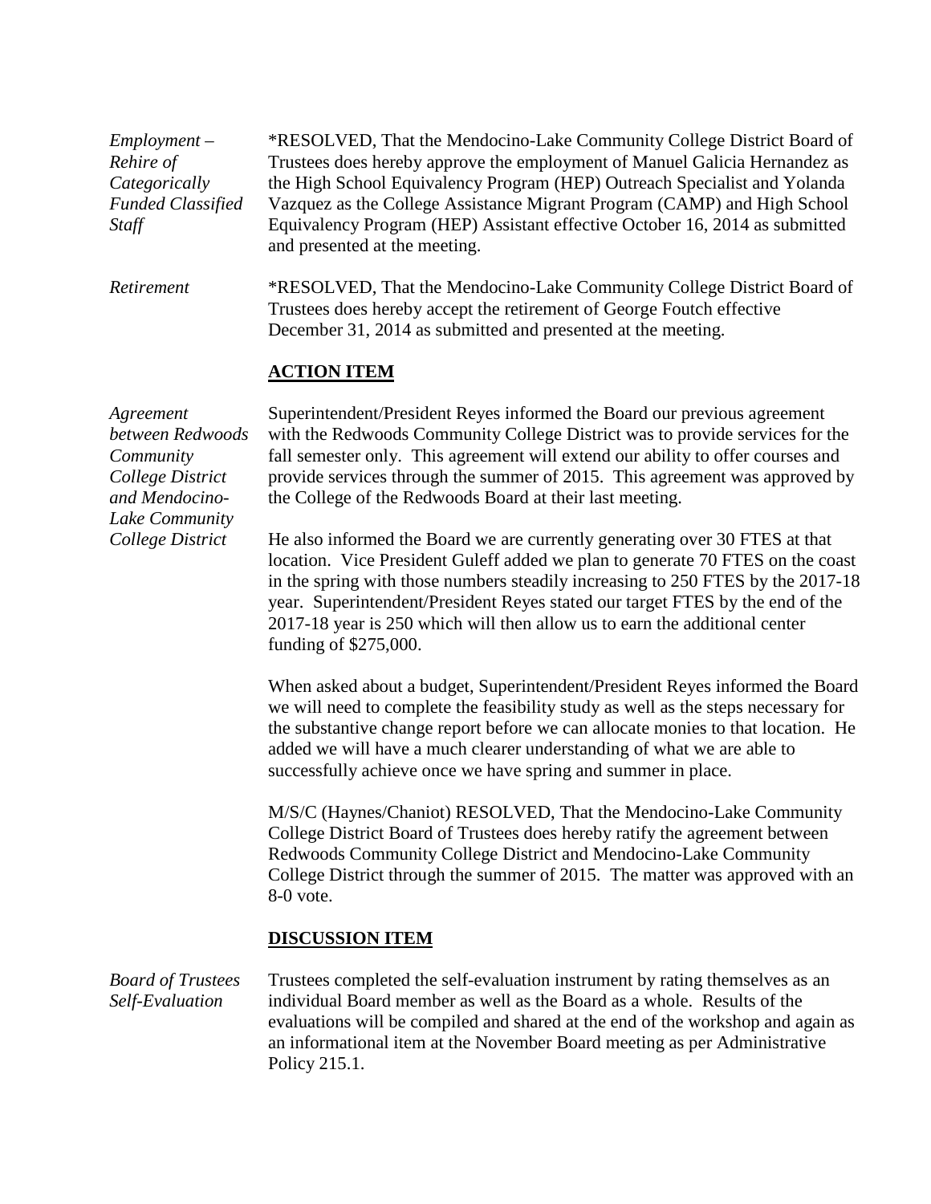*Employment – Rehire of Categorically Funded Classified Staff*

*RESOLVED, That the Mendocino-Lake Community College District Board of Trustees does hereby approve the employment of Manuel Galicia Hernandez as the High School Equivalency Program (HEP) Outreach Specialist and Yolanda Vazquez as the College Assistance Migrant Program (CAMP) and High School Equivalency Program (HEP) Assistant effective October 16, 2014 as submitted and presented at the meeting.

*Retirement*

*RESOLVED, That the Mendocino-Lake Community College District Board of Trustees does hereby accept the retirement of George Foutch effective December 31, 2014 as submitted and presented at the meeting.

**ACTION ITEM**

*Agreement between Redwoods Community College District and Mendocino-Lake Community College District*

Superintendent/President Reyes informed the Board our previous agreement with the Redwoods Community College District was to provide services for the fall semester only. This agreement will extend our ability to offer courses and provide services through the summer of 2015. This agreement was approved by the College of the Redwoods Board at their last meeting.

He also informed the Board we are currently generating over 30 FTES at that location. Vice President Guleff added we plan to generate 70 FTES on the coast in the spring with those numbers steadily increasing to 250 FTES by the 2017-18 year. Superintendent/President Reyes stated our target FTES by the end of the 2017-18 year is 250 which will then allow us to earn the additional center funding of $275,000.

When asked about a budget, Superintendent/President Reyes informed the Board we will need to complete the feasibility study as well as the steps necessary for the substantive change report before we can allocate monies to that location. He added we will have a much clearer understanding of what we are able to successfully achieve once we have spring and summer in place.

M/S/C (Haynes/Chaniot) RESOLVED, That the Mendocino-Lake Community College District Board of Trustees does hereby ratify the agreement between Redwoods Community College District and Mendocino-Lake Community College District through the summer of 2015. The matter was approved with an 8-0 vote.

**DISCUSSION ITEM**

*Board of Trustees Self-Evaluation*

Trustees completed the self-evaluation instrument by rating themselves as an individual Board member as well as the Board as a whole. Results of the evaluations will be compiled and shared at the end of the workshop and again as an informational item at the November Board meeting as per Administrative Policy 215.1.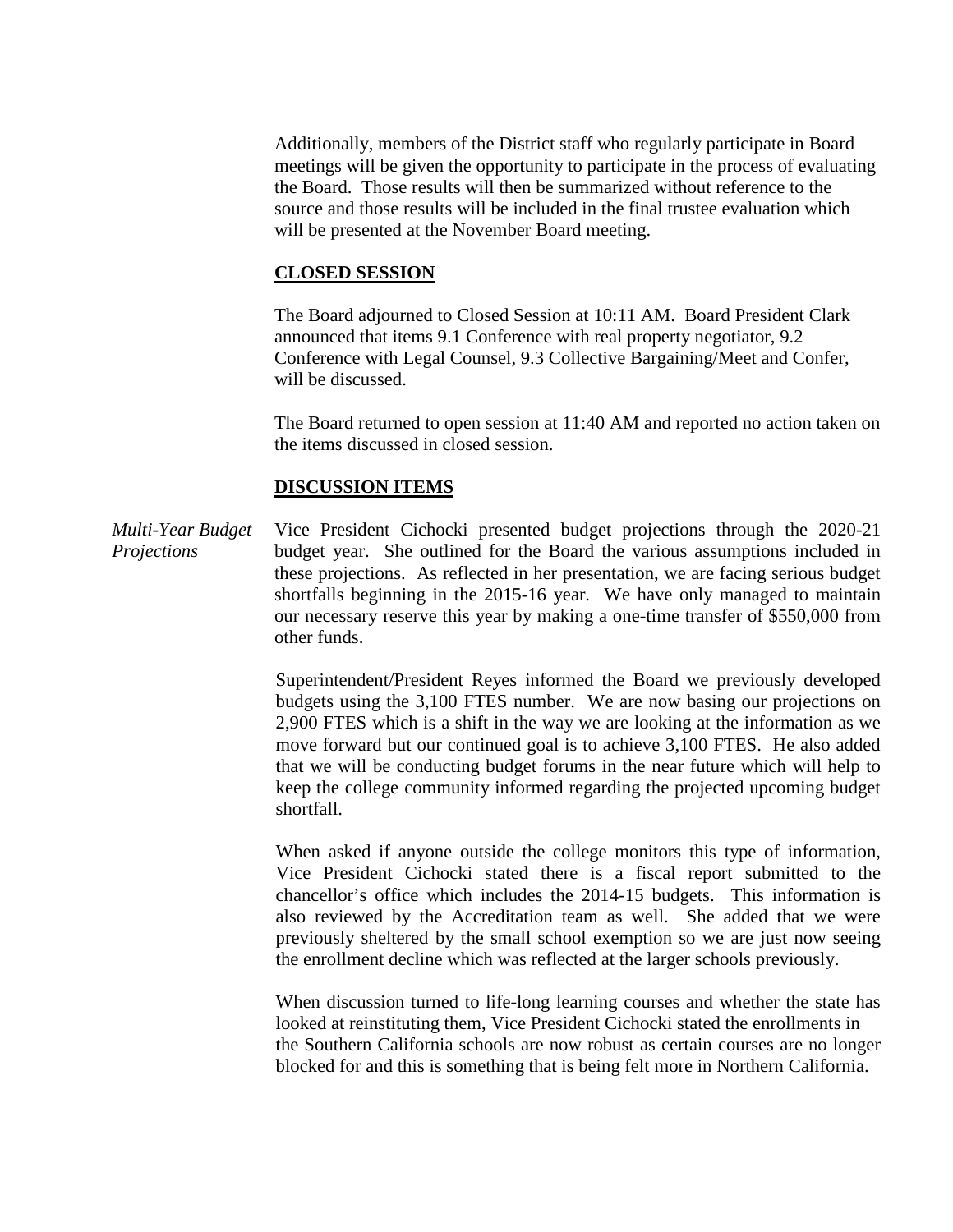Additionally, members of the District staff who regularly participate in Board meetings will be given the opportunity to participate in the process of evaluating the Board. Those results will then be summarized without reference to the source and those results will be included in the final trustee evaluation which will be presented at the November Board meeting.

## **CLOSED SESSION**

The Board adjourned to Closed Session at 10:11 AM. Board President Clark announced that items 9.1 Conference with real property negotiator, 9.2 Conference with Legal Counsel, 9.3 Collective Bargaining/Meet and Confer, will be discussed.

The Board returned to open session at 11:40 AM and reported no action taken on the items discussed in closed session.

## **DISCUSSION ITEMS**

*Multi-Year Budget Projections*

Vice President Cichocki presented budget projections through the 2020-21 budget year. She outlined for the Board the various assumptions included in these projections. As reflected in her presentation, we are facing serious budget shortfalls beginning in the 2015-16 year. We have only managed to maintain our necessary reserve this year by making a one-time transfer of $550,000 from other funds.

Superintendent/President Reyes informed the Board we previously developed budgets using the 3,100 FTES number. We are now basing our projections on 2,900 FTES which is a shift in the way we are looking at the information as we move forward but our continued goal is to achieve 3,100 FTES. He also added that we will be conducting budget forums in the near future which will help to keep the college community informed regarding the projected upcoming budget shortfall.

When asked if anyone outside the college monitors this type of information, Vice President Cichocki stated there is a fiscal report submitted to the chancellor's office which includes the 2014-15 budgets. This information is also reviewed by the Accreditation team as well. She added that we were previously sheltered by the small school exemption so we are just now seeing the enrollment decline which was reflected at the larger schools previously.

When discussion turned to life-long learning courses and whether the state has looked at reinstituting them, Vice President Cichocki stated the enrollments in the Southern California schools are now robust as certain courses are no longer blocked for and this is something that is being felt more in Northern California.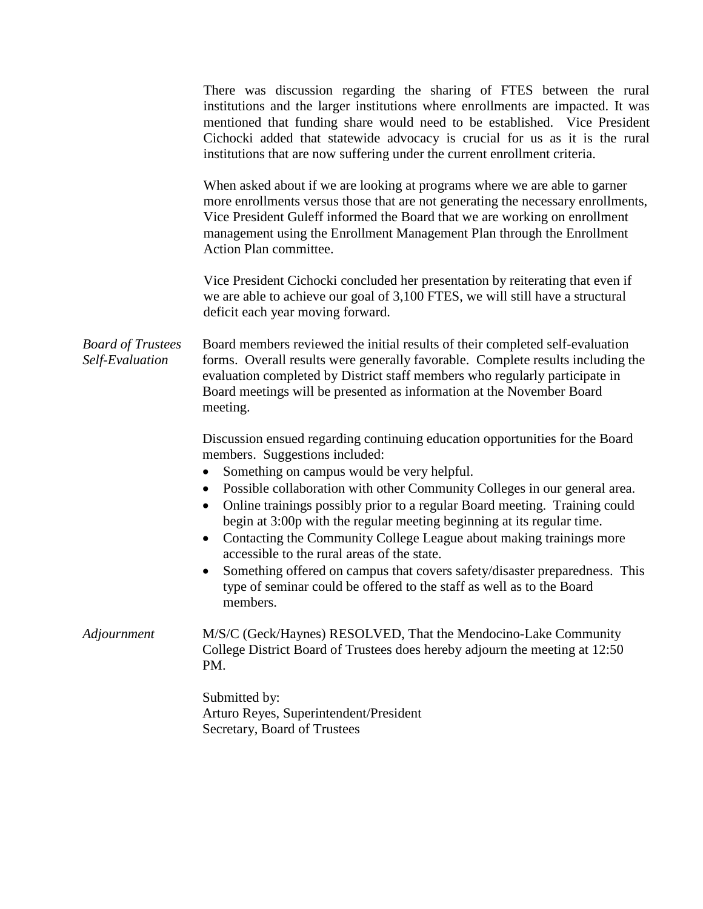There was discussion regarding the sharing of FTES between the rural institutions and the larger institutions where enrollments are impacted. It was mentioned that funding share would need to be established. Vice President Cichocki added that statewide advocacy is crucial for us as it is the rural institutions that are now suffering under the current enrollment criteria.

When asked about if we are looking at programs where we are able to garner more enrollments versus those that are not generating the necessary enrollments, Vice President Guleff informed the Board that we are working on enrollment management using the Enrollment Management Plan through the Enrollment Action Plan committee.

Vice President Cichocki concluded her presentation by reiterating that even if we are able to achieve our goal of 3,100 FTES, we will still have a structural deficit each year moving forward.

*Board of Trustees Self-Evaluation*

Board members reviewed the initial results of their completed self-evaluation forms. Overall results were generally favorable. Complete results including the evaluation completed by District staff members who regularly participate in Board meetings will be presented as information at the November Board meeting.

Discussion ensued regarding continuing education opportunities for the Board members. Suggestions included:

- Something on campus would be very helpful.
- Possible collaboration with other Community Colleges in our general area.
- Online trainings possibly prior to a regular Board meeting. Training could begin at 3:00p with the regular meeting beginning at its regular time.
- Contacting the Community College League about making trainings more accessible to the rural areas of the state.
- Something offered on campus that covers safety/disaster preparedness. This type of seminar could be offered to the staff as well as to the Board members.

*Adjournment*

M/S/C (Geck/Haynes) RESOLVED, That the Mendocino-Lake Community College District Board of Trustees does hereby adjourn the meeting at 12:50 PM.

Submitted by:
Arturo Reyes, Superintendent/President
Secretary, Board of Trustees